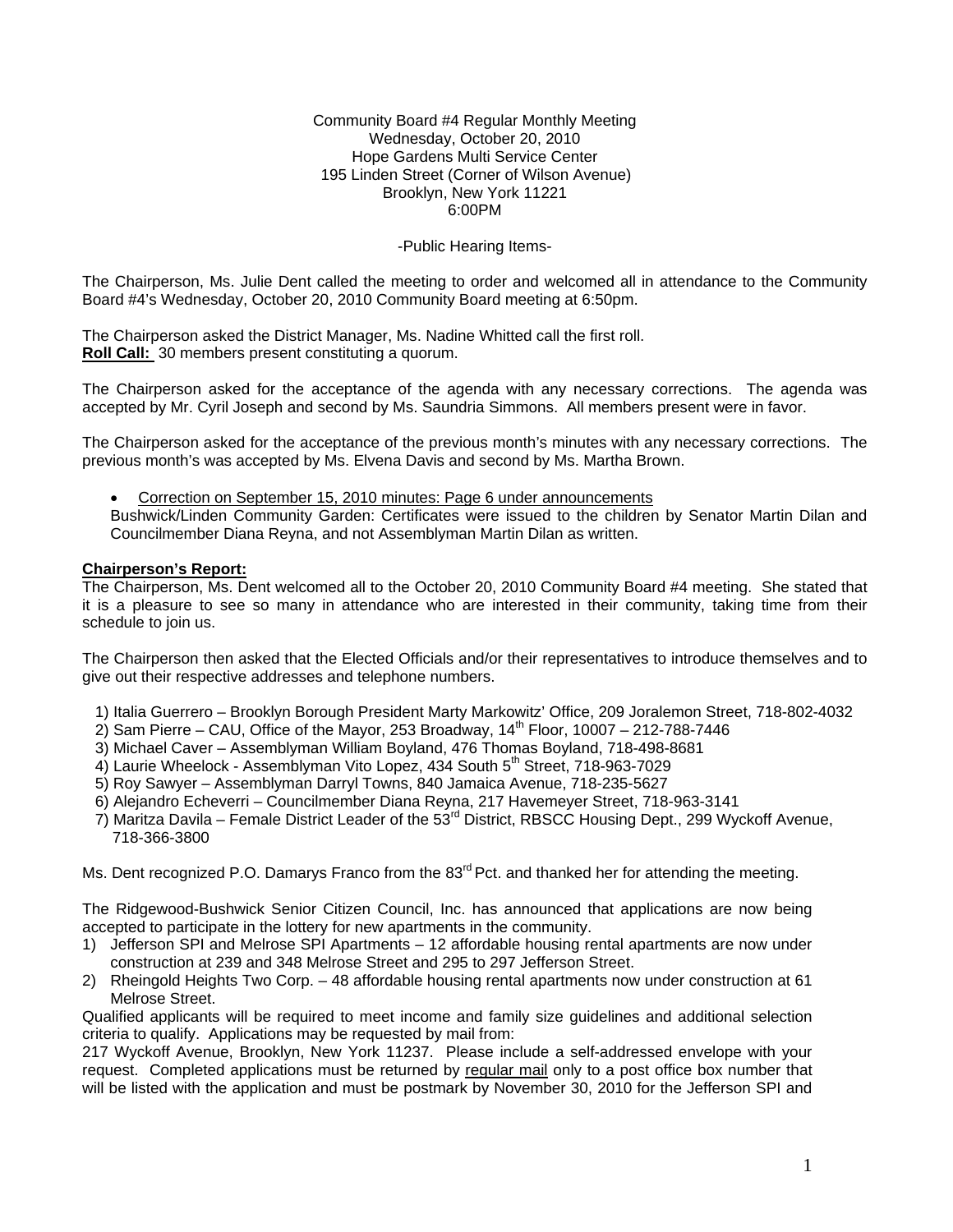Community Board #4 Regular Monthly Meeting
Wednesday, October 20, 2010
Hope Gardens Multi Service Center
195 Linden Street (Corner of Wilson Avenue)
Brooklyn, New York 11221
6:00PM

-Public Hearing Items-

The Chairperson, Ms. Julie Dent called the meeting to order and welcomed all in attendance to the Community Board #4's Wednesday, October 20, 2010 Community Board meeting at 6:50pm.

The Chairperson asked the District Manager, Ms. Nadine Whitted call the first roll.
**Roll Call:** 30 members present constituting a quorum.

The Chairperson asked for the acceptance of the agenda with any necessary corrections. The agenda was accepted by Mr. Cyril Joseph and second by Ms. Saundria Simmons. All members present were in favor.

The Chairperson asked for the acceptance of the previous month's minutes with any necessary corrections. The previous month's was accepted by Ms. Elvena Davis and second by Ms. Martha Brown.

- Correction on September 15, 2010 minutes: Page 6 under announcements
  Bushwick/Linden Community Garden: Certificates were issued to the children by Senator Martin Dilan and Councilmember Diana Reyna, and not Assemblyman Martin Dilan as written.

**Chairperson's Report:**
The Chairperson, Ms. Dent welcomed all to the October 20, 2010 Community Board #4 meeting. She stated that it is a pleasure to see so many in attendance who are interested in their community, taking time from their schedule to join us.

The Chairperson then asked that the Elected Officials and/or their representatives to introduce themselves and to give out their respective addresses and telephone numbers.

1) Italia Guerrero – Brooklyn Borough President Marty Markowitz' Office, 209 Joralemon Street, 718-802-4032
2) Sam Pierre – CAU, Office of the Mayor, 253 Broadway, 14th Floor, 10007 – 212-788-7446
3) Michael Caver – Assemblyman William Boyland, 476 Thomas Boyland, 718-498-8681
4) Laurie Wheelock - Assemblyman Vito Lopez, 434 South 5th Street, 718-963-7029
5) Roy Sawyer – Assemblyman Darryl Towns, 840 Jamaica Avenue, 718-235-5627
6) Alejandro Echeverri – Councilmember Diana Reyna, 217 Havemeyer Street, 718-963-3141
7) Maritza Davila – Female District Leader of the 53rd District, RBSCC Housing Dept., 299 Wyckoff Avenue, 718-366-3800

Ms. Dent recognized P.O. Damarys Franco from the 83rd Pct. and thanked her for attending the meeting.

The Ridgewood-Bushwick Senior Citizen Council, Inc. has announced that applications are now being accepted to participate in the lottery for new apartments in the community.

1) Jefferson SPI and Melrose SPI Apartments – 12 affordable housing rental apartments are now under construction at 239 and 348 Melrose Street and 295 to 297 Jefferson Street.
2) Rheingold Heights Two Corp. – 48 affordable housing rental apartments now under construction at 61 Melrose Street.

Qualified applicants will be required to meet income and family size guidelines and additional selection criteria to qualify. Applications may be requested by mail from:
217 Wyckoff Avenue, Brooklyn, New York 11237. Please include a self-addressed envelope with your request. Completed applications must be returned by regular mail only to a post office box number that will be listed with the application and must be postmark by November 30, 2010 for the Jefferson SPI and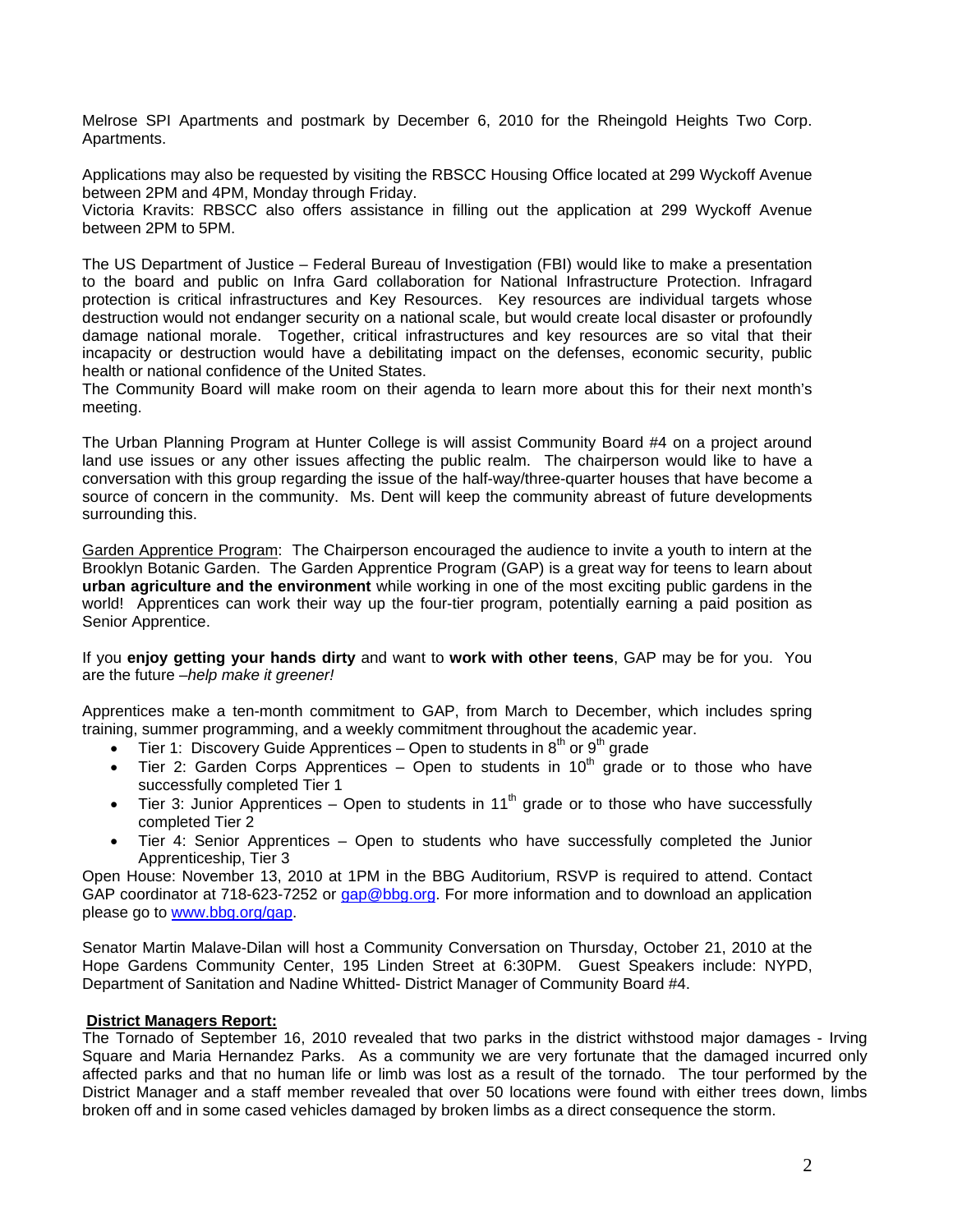Melrose SPI Apartments and postmark by December 6, 2010 for the Rheingold Heights Two Corp. Apartments.

Applications may also be requested by visiting the RBSCC Housing Office located at 299 Wyckoff Avenue between 2PM and 4PM, Monday through Friday.
Victoria Kravits: RBSCC also offers assistance in filling out the application at 299 Wyckoff Avenue between 2PM to 5PM.

The US Department of Justice – Federal Bureau of Investigation (FBI) would like to make a presentation to the board and public on Infra Gard collaboration for National Infrastructure Protection. Infragard protection is critical infrastructures and Key Resources. Key resources are individual targets whose destruction would not endanger security on a national scale, but would create local disaster or profoundly damage national morale. Together, critical infrastructures and key resources are so vital that their incapacity or destruction would have a debilitating impact on the defenses, economic security, public health or national confidence of the United States.
The Community Board will make room on their agenda to learn more about this for their next month's meeting.

The Urban Planning Program at Hunter College is will assist Community Board #4 on a project around land use issues or any other issues affecting the public realm. The chairperson would like to have a conversation with this group regarding the issue of the half-way/three-quarter houses that have become a source of concern in the community. Ms. Dent will keep the community abreast of future developments surrounding this.

<u>Garden Apprentice Program</u>: The Chairperson encouraged the audience to invite a youth to intern at the Brooklyn Botanic Garden. The Garden Apprentice Program (GAP) is a great way for teens to learn about **urban agriculture and the environment** while working in one of the most exciting public gardens in the world! Apprentices can work their way up the four-tier program, potentially earning a paid position as Senior Apprentice.

If you **enjoy getting your hands dirty** and want to **work with other teens**, GAP may be for you. You are the future *–help make it greener!*

Apprentices make a ten-month commitment to GAP, from March to December, which includes spring training, summer programming, and a weekly commitment throughout the academic year.

- Tier 1: Discovery Guide Apprentices – Open to students in 8th or 9th grade
- Tier 2: Garden Corps Apprentices – Open to students in 10th grade or to those who have successfully completed Tier 1
- Tier 3: Junior Apprentices – Open to students in 11th grade or to those who have successfully completed Tier 2
- Tier 4: Senior Apprentices – Open to students who have successfully completed the Junior Apprenticeship, Tier 3

Open House: November 13, 2010 at 1PM in the BBG Auditorium, RSVP is required to attend. Contact GAP coordinator at 718-623-7252 or gap@bbg.org. For more information and to download an application please go to www.bbg.org/gap.

Senator Martin Malave-Dilan will host a Community Conversation on Thursday, October 21, 2010 at the Hope Gardens Community Center, 195 Linden Street at 6:30PM. Guest Speakers include: NYPD, Department of Sanitation and Nadine Whitted- District Manager of Community Board #4.

**<u>District Managers Report:</u>**
The Tornado of September 16, 2010 revealed that two parks in the district withstood major damages - Irving Square and Maria Hernandez Parks. As a community we are very fortunate that the damaged incurred only affected parks and that no human life or limb was lost as a result of the tornado. The tour performed by the District Manager and a staff member revealed that over 50 locations were found with either trees down, limbs broken off and in some cased vehicles damaged by broken limbs as a direct consequence the storm.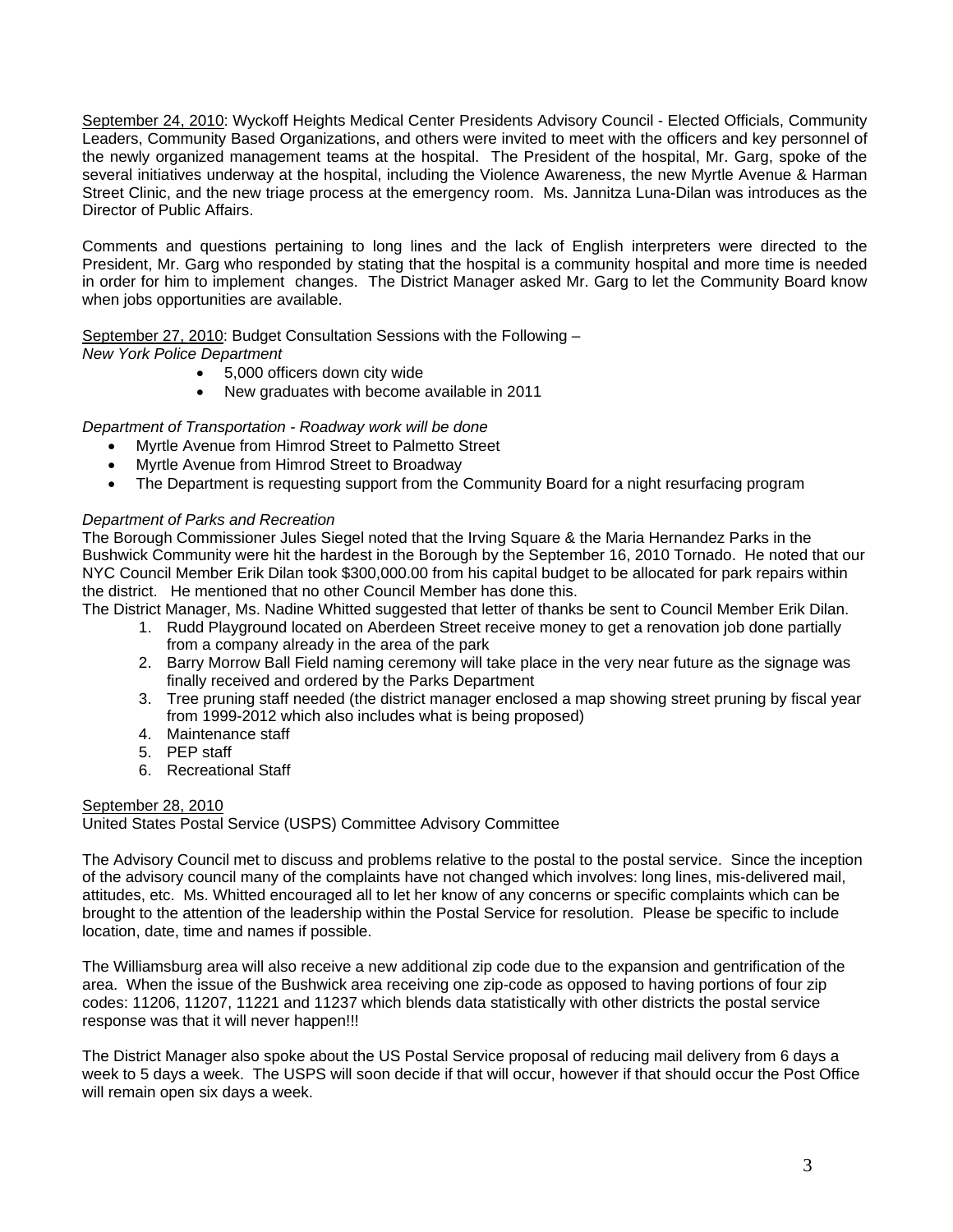<u>September 24, 2010</u>: Wyckoff Heights Medical Center Presidents Advisory Council - Elected Officials, Community Leaders, Community Based Organizations, and others were invited to meet with the officers and key personnel of the newly organized management teams at the hospital. The President of the hospital, Mr. Garg, spoke of the several initiatives underway at the hospital, including the Violence Awareness, the new Myrtle Avenue & Harman Street Clinic, and the new triage process at the emergency room. Ms. Jannitza Luna-Dilan was introduces as the Director of Public Affairs.

Comments and questions pertaining to long lines and the lack of English interpreters were directed to the President, Mr. Garg who responded by stating that the hospital is a community hospital and more time is needed in order for him to implement changes. The District Manager asked Mr. Garg to let the Community Board know when jobs opportunities are available.

<u>September 27, 2010</u>: Budget Consultation Sessions with the Following –

*New York Police Department*

- 5,000 officers down city wide
- New graduates with become available in 2011

*Department of Transportation - Roadway work will be done*

- Myrtle Avenue from Himrod Street to Palmetto Street
- Myrtle Avenue from Himrod Street to Broadway
- The Department is requesting support from the Community Board for a night resurfacing program

*Department of Parks and Recreation*

The Borough Commissioner Jules Siegel noted that the Irving Square & the Maria Hernandez Parks in the Bushwick Community were hit the hardest in the Borough by the September 16, 2010 Tornado. He noted that our NYC Council Member Erik Dilan took $300,000.00 from his capital budget to be allocated for park repairs within the district. He mentioned that no other Council Member has done this.

The District Manager, Ms. Nadine Whitted suggested that letter of thanks be sent to Council Member Erik Dilan.

1. Rudd Playground located on Aberdeen Street receive money to get a renovation job done partially from a company already in the area of the park
2. Barry Morrow Ball Field naming ceremony will take place in the very near future as the signage was finally received and ordered by the Parks Department
3. Tree pruning staff needed (the district manager enclosed a map showing street pruning by fiscal year from 1999-2012 which also includes what is being proposed)
4. Maintenance staff
5. PEP staff
6. Recreational Staff

<u>September 28, 2010</u>

United States Postal Service (USPS) Committee Advisory Committee

The Advisory Council met to discuss and problems relative to the postal to the postal service. Since the inception of the advisory council many of the complaints have not changed which involves: long lines, mis-delivered mail, attitudes, etc. Ms. Whitted encouraged all to let her know of any concerns or specific complaints which can be brought to the attention of the leadership within the Postal Service for resolution. Please be specific to include location, date, time and names if possible.

The Williamsburg area will also receive a new additional zip code due to the expansion and gentrification of the area. When the issue of the Bushwick area receiving one zip-code as opposed to having portions of four zip codes: 11206, 11207, 11221 and 11237 which blends data statistically with other districts the postal service response was that it will never happen!!!

The District Manager also spoke about the US Postal Service proposal of reducing mail delivery from 6 days a week to 5 days a week. The USPS will soon decide if that will occur, however if that should occur the Post Office will remain open six days a week.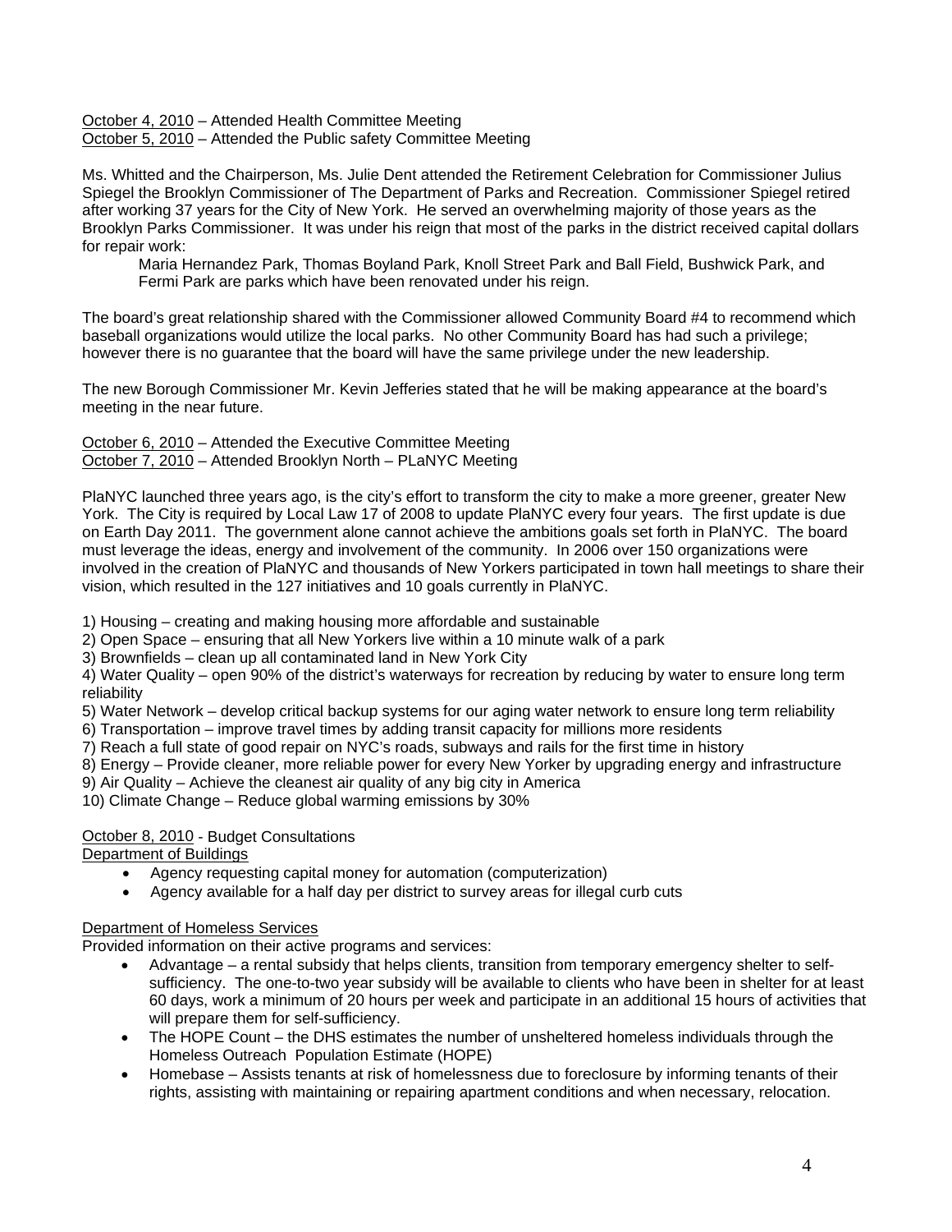<u>October 4, 2010</u> – Attended Health Committee Meeting
<u>October 5, 2010</u> – Attended the Public safety Committee Meeting

Ms. Whitted and the Chairperson, Ms. Julie Dent attended the Retirement Celebration for Commissioner Julius Spiegel the Brooklyn Commissioner of The Department of Parks and Recreation. Commissioner Spiegel retired after working 37 years for the City of New York. He served an overwhelming majority of those years as the Brooklyn Parks Commissioner. It was under his reign that most of the parks in the district received capital dollars for repair work:

> Maria Hernandez Park, Thomas Boyland Park, Knoll Street Park and Ball Field, Bushwick Park, and Fermi Park are parks which have been renovated under his reign.

The board's great relationship shared with the Commissioner allowed Community Board #4 to recommend which baseball organizations would utilize the local parks. No other Community Board has had such a privilege; however there is no guarantee that the board will have the same privilege under the new leadership.

The new Borough Commissioner Mr. Kevin Jefferies stated that he will be making appearance at the board's meeting in the near future.

<u>October 6, 2010</u> – Attended the Executive Committee Meeting
<u>October 7, 2010</u> – Attended Brooklyn North – PLaNYC Meeting

PlaNYC launched three years ago, is the city's effort to transform the city to make a more greener, greater New York. The City is required by Local Law 17 of 2008 to update PlaNYC every four years. The first update is due on Earth Day 2011. The government alone cannot achieve the ambitions goals set forth in PlaNYC. The board must leverage the ideas, energy and involvement of the community. In 2006 over 150 organizations were involved in the creation of PlaNYC and thousands of New Yorkers participated in town hall meetings to share their vision, which resulted in the 127 initiatives and 10 goals currently in PlaNYC.

1) Housing – creating and making housing more affordable and sustainable
2) Open Space – ensuring that all New Yorkers live within a 10 minute walk of a park
3) Brownfields – clean up all contaminated land in New York City
4) Water Quality – open 90% of the district's waterways for recreation by reducing by water to ensure long term reliability
5) Water Network – develop critical backup systems for our aging water network to ensure long term reliability
6) Transportation – improve travel times by adding transit capacity for millions more residents
7) Reach a full state of good repair on NYC's roads, subways and rails for the first time in history
8) Energy – Provide cleaner, more reliable power for every New Yorker by upgrading energy and infrastructure
9) Air Quality – Achieve the cleanest air quality of any big city in America
10) Climate Change – Reduce global warming emissions by 30%

<u>October 8, 2010</u> - Budget Consultations
<u>Department of Buildings</u>

- Agency requesting capital money for automation (computerization)
- Agency available for a half day per district to survey areas for illegal curb cuts

<u>Department of Homeless Services</u>
Provided information on their active programs and services:

- Advantage – a rental subsidy that helps clients, transition from temporary emergency shelter to self-sufficiency. The one-to-two year subsidy will be available to clients who have been in shelter for at least 60 days, work a minimum of 20 hours per week and participate in an additional 15 hours of activities that will prepare them for self-sufficiency.
- The HOPE Count – the DHS estimates the number of unsheltered homeless individuals through the Homeless Outreach Population Estimate (HOPE)
- Homebase – Assists tenants at risk of homelessness due to foreclosure by informing tenants of their rights, assisting with maintaining or repairing apartment conditions and when necessary, relocation.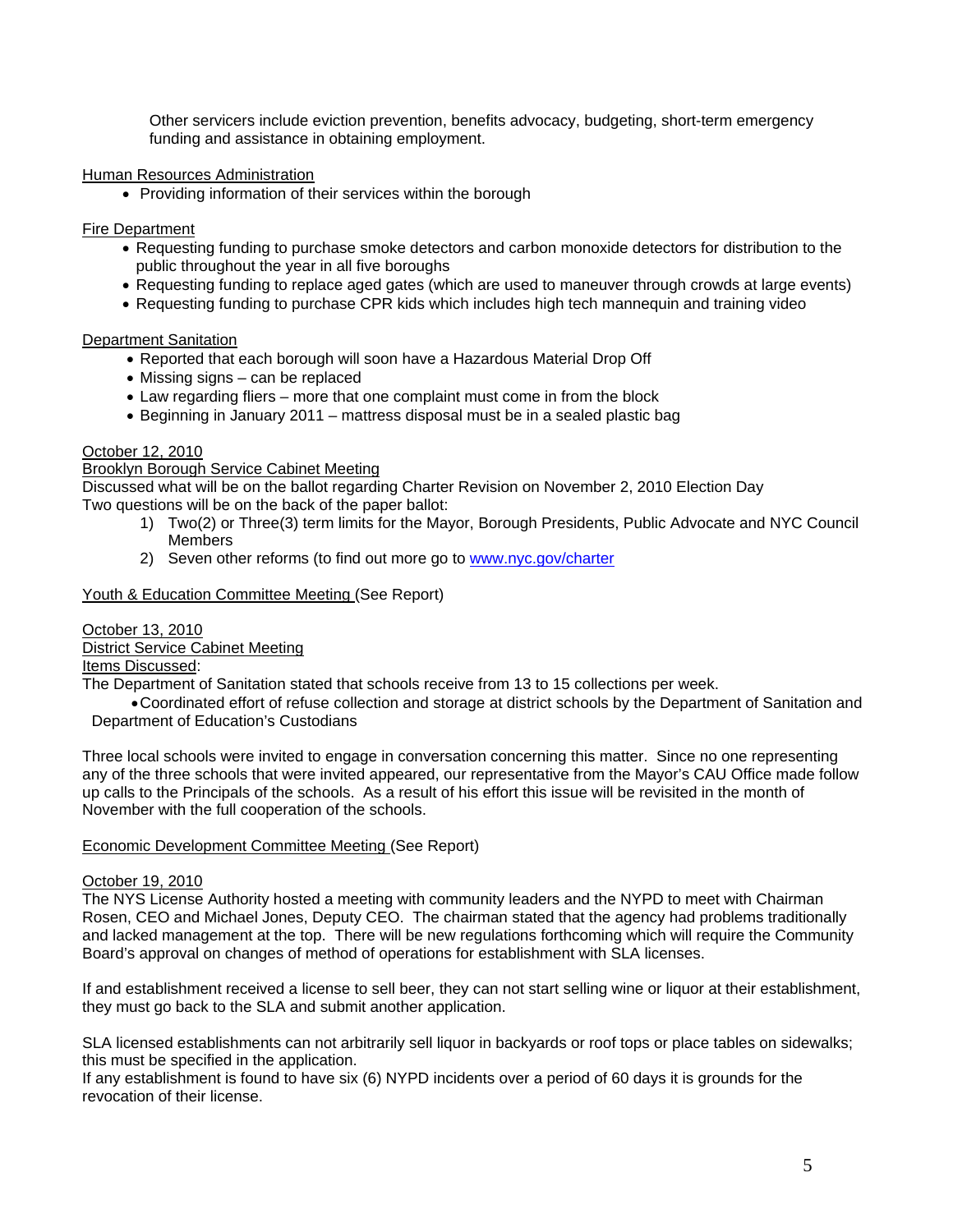Other servicers include eviction prevention, benefits advocacy, budgeting, short-term emergency funding and assistance in obtaining employment.

<u>Human Resources Administration</u>

- Providing information of their services within the borough

<u>Fire Department</u>

- Requesting funding to purchase smoke detectors and carbon monoxide detectors for distribution to the public throughout the year in all five boroughs
- Requesting funding to replace aged gates (which are used to maneuver through crowds at large events)
- Requesting funding to purchase CPR kids which includes high tech mannequin and training video

<u>Department Sanitation</u>

- Reported that each borough will soon have a Hazardous Material Drop Off
- Missing signs – can be replaced
- Law regarding fliers – more that one complaint must come in from the block
- Beginning in January 2011 – mattress disposal must be in a sealed plastic bag

<u>October 12, 2010</u>
<u>Brooklyn Borough Service Cabinet Meeting</u>
Discussed what will be on the ballot regarding Charter Revision on November 2, 2010 Election Day
Two questions will be on the back of the paper ballot:

1) Two(2) or Three(3) term limits for the Mayor, Borough Presidents, Public Advocate and NYC Council Members
2) Seven other reforms (to find out more go to www.nyc.gov/charter

<u>Youth & Education Committee Meeting</u> (See Report)

<u>October 13, 2010</u>
<u>District Service Cabinet Meeting</u>
<u>Items Discussed</u>:
The Department of Sanitation stated that schools receive from 13 to 15 collections per week.

- Coordinated effort of refuse collection and storage at district schools by the Department of Sanitation and Department of Education's Custodians

Three local schools were invited to engage in conversation concerning this matter. Since no one representing any of the three schools that were invited appeared, our representative from the Mayor's CAU Office made follow up calls to the Principals of the schools. As a result of his effort this issue will be revisited in the month of November with the full cooperation of the schools.

<u>Economic Development Committee Meeting</u> (See Report)

<u>October 19, 2010</u>
The NYS License Authority hosted a meeting with community leaders and the NYPD to meet with Chairman Rosen, CEO and Michael Jones, Deputy CEO. The chairman stated that the agency had problems traditionally and lacked management at the top. There will be new regulations forthcoming which will require the Community Board's approval on changes of method of operations for establishment with SLA licenses.

If and establishment received a license to sell beer, they can not start selling wine or liquor at their establishment, they must go back to the SLA and submit another application.

SLA licensed establishments can not arbitrarily sell liquor in backyards or roof tops or place tables on sidewalks; this must be specified in the application.
If any establishment is found to have six (6) NYPD incidents over a period of 60 days it is grounds for the revocation of their license.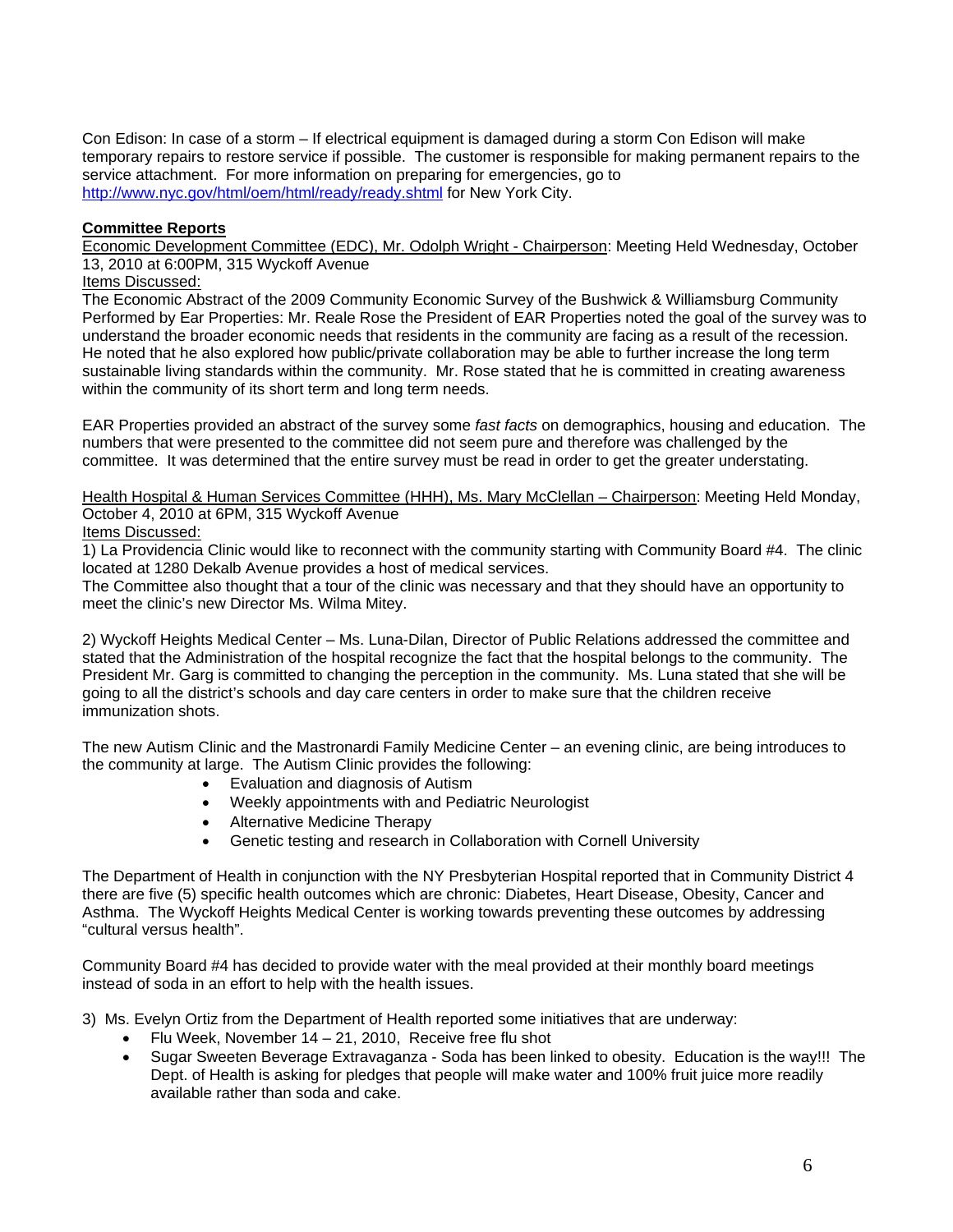Con Edison: In case of a storm – If electrical equipment is damaged during a storm Con Edison will make temporary repairs to restore service if possible. The customer is responsible for making permanent repairs to the service attachment. For more information on preparing for emergencies, go to [http://www.nyc.gov/html/oem/html/ready/ready.shtml](http://www.nyc.gov/html/oem/html/ready/ready.shtml) for New York City.

**Committee Reports**

Economic Development Committee (EDC), Mr. Odolph Wright - Chairperson: Meeting Held Wednesday, October 13, 2010 at 6:00PM, 315 Wyckoff Avenue

Items Discussed:

The Economic Abstract of the 2009 Community Economic Survey of the Bushwick & Williamsburg Community Performed by Ear Properties: Mr. Reale Rose the President of EAR Properties noted the goal of the survey was to understand the broader economic needs that residents in the community are facing as a result of the recession. He noted that he also explored how public/private collaboration may be able to further increase the long term sustainable living standards within the community. Mr. Rose stated that he is committed in creating awareness within the community of its short term and long term needs.

EAR Properties provided an abstract of the survey some *fast facts* on demographics, housing and education. The numbers that were presented to the committee did not seem pure and therefore was challenged by the committee. It was determined that the entire survey must be read in order to get the greater understating.

Health Hospital & Human Services Committee (HHH), Ms. Mary McClellan – Chairperson: Meeting Held Monday, October 4, 2010 at 6PM, 315 Wyckoff Avenue

Items Discussed:

1) La Providencia Clinic would like to reconnect with the community starting with Community Board #4. The clinic located at 1280 Dekalb Avenue provides a host of medical services.
The Committee also thought that a tour of the clinic was necessary and that they should have an opportunity to meet the clinic's new Director Ms. Wilma Mitey.

2) Wyckoff Heights Medical Center – Ms. Luna-Dilan, Director of Public Relations addressed the committee and stated that the Administration of the hospital recognize the fact that the hospital belongs to the community. The President Mr. Garg is committed to changing the perception in the community. Ms. Luna stated that she will be going to all the district's schools and day care centers in order to make sure that the children receive immunization shots.

The new Autism Clinic and the Mastronardi Family Medicine Center – an evening clinic, are being introduces to the community at large. The Autism Clinic provides the following:

- Evaluation and diagnosis of Autism
- Weekly appointments with and Pediatric Neurologist
- Alternative Medicine Therapy
- Genetic testing and research in Collaboration with Cornell University

The Department of Health in conjunction with the NY Presbyterian Hospital reported that in Community District 4 there are five (5) specific health outcomes which are chronic: Diabetes, Heart Disease, Obesity, Cancer and Asthma. The Wyckoff Heights Medical Center is working towards preventing these outcomes by addressing "cultural versus health".

Community Board #4 has decided to provide water with the meal provided at their monthly board meetings instead of soda in an effort to help with the health issues.

3) Ms. Evelyn Ortiz from the Department of Health reported some initiatives that are underway:

- Flu Week, November 14 – 21, 2010, Receive free flu shot
- Sugar Sweeten Beverage Extravaganza - Soda has been linked to obesity. Education is the way!!! The Dept. of Health is asking for pledges that people will make water and 100% fruit juice more readily available rather than soda and cake.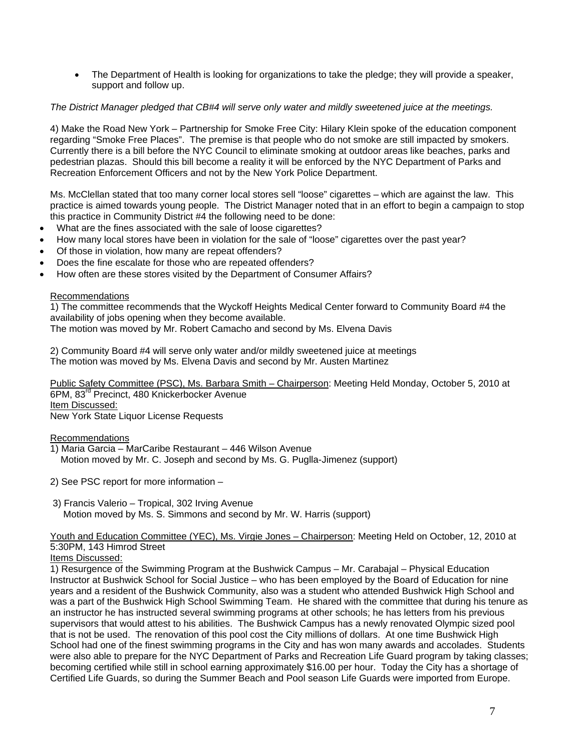- The Department of Health is looking for organizations to take the pledge; they will provide a speaker, support and follow up.

*The District Manager pledged that CB#4 will serve only water and mildly sweetened juice at the meetings.*

4) Make the Road New York – Partnership for Smoke Free City: Hilary Klein spoke of the education component regarding "Smoke Free Places". The premise is that people who do not smoke are still impacted by smokers. Currently there is a bill before the NYC Council to eliminate smoking at outdoor areas like beaches, parks and pedestrian plazas. Should this bill become a reality it will be enforced by the NYC Department of Parks and Recreation Enforcement Officers and not by the New York Police Department.

Ms. McClellan stated that too many corner local stores sell "loose" cigarettes – which are against the law. This practice is aimed towards young people. The District Manager noted that in an effort to begin a campaign to stop this practice in Community District #4 the following need to be done:

- What are the fines associated with the sale of loose cigarettes?
- How many local stores have been in violation for the sale of "loose" cigarettes over the past year?
- Of those in violation, how many are repeat offenders?
- Does the fine escalate for those who are repeated offenders?
- How often are these stores visited by the Department of Consumer Affairs?

<u>Recommendations</u>

1) The committee recommends that the Wyckoff Heights Medical Center forward to Community Board #4 the availability of jobs opening when they become available.
The motion was moved by Mr. Robert Camacho and second by Ms. Elvena Davis

2) Community Board #4 will serve only water and/or mildly sweetened juice at meetings
The motion was moved by Ms. Elvena Davis and second by Mr. Austen Martinez

<u>Public Safety Committee (PSC), Ms. Barbara Smith – Chairperson</u>: Meeting Held Monday, October 5, 2010 at 6PM, 83rd Precinct, 480 Knickerbocker Avenue
<u>Item Discussed:</u>
New York State Liquor License Requests

<u>Recommendations</u>

1) Maria Garcia – MarCaribe Restaurant – 446 Wilson Avenue
Motion moved by Mr. C. Joseph and second by Ms. G. Puglla-Jimenez (support)

2) See PSC report for more information –

3) Francis Valerio – Tropical, 302 Irving Avenue
Motion moved by Ms. S. Simmons and second by Mr. W. Harris (support)

<u>Youth and Education Committee (YEC), Ms. Virgie Jones – Chairperson</u>: Meeting Held on October, 12, 2010 at 5:30PM, 143 Himrod Street
<u>Items Discussed:</u>

1) Resurgence of the Swimming Program at the Bushwick Campus – Mr. Carabajal – Physical Education Instructor at Bushwick School for Social Justice – who has been employed by the Board of Education for nine years and a resident of the Bushwick Community, also was a student who attended Bushwick High School and was a part of the Bushwick High School Swimming Team. He shared with the committee that during his tenure as an instructor he has instructed several swimming programs at other schools; he has letters from his previous supervisors that would attest to his abilities. The Bushwick Campus has a newly renovated Olympic sized pool that is not be used. The renovation of this pool cost the City millions of dollars. At one time Bushwick High School had one of the finest swimming programs in the City and has won many awards and accolades. Students were also able to prepare for the NYC Department of Parks and Recreation Life Guard program by taking classes; becoming certified while still in school earning approximately $16.00 per hour. Today the City has a shortage of Certified Life Guards, so during the Summer Beach and Pool season Life Guards were imported from Europe.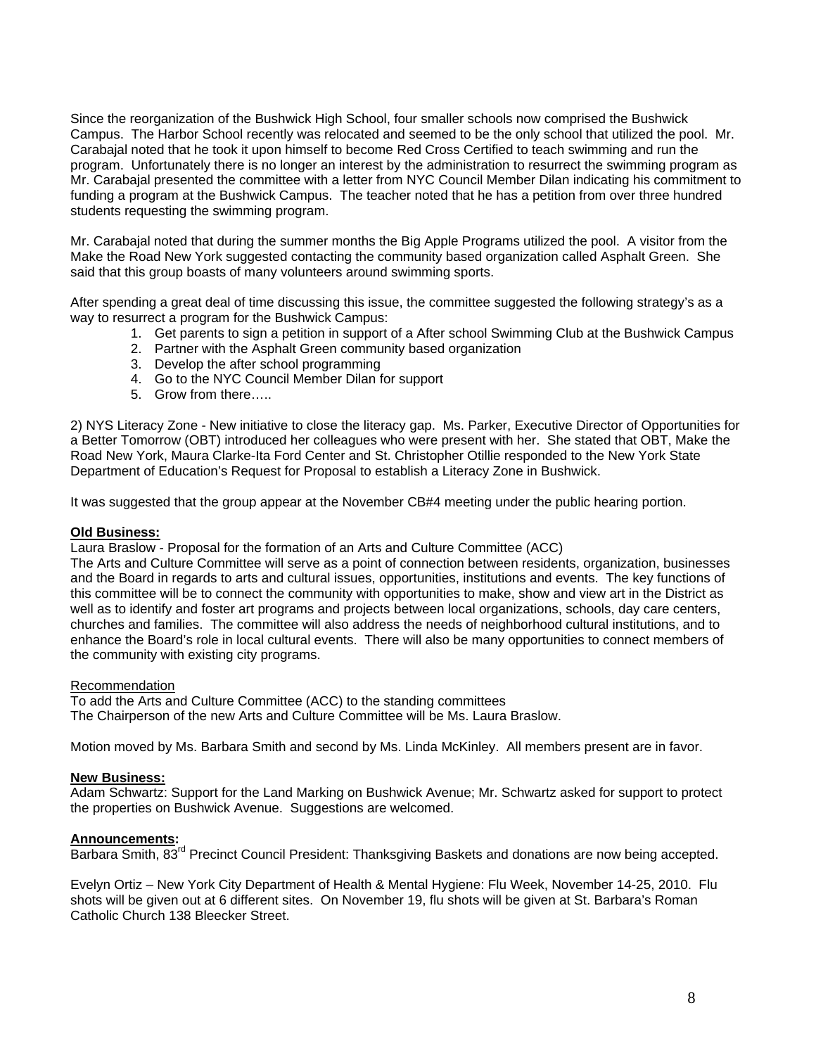Since the reorganization of the Bushwick High School, four smaller schools now comprised the Bushwick Campus. The Harbor School recently was relocated and seemed to be the only school that utilized the pool. Mr. Carabajal noted that he took it upon himself to become Red Cross Certified to teach swimming and run the program. Unfortunately there is no longer an interest by the administration to resurrect the swimming program as Mr. Carabajal presented the committee with a letter from NYC Council Member Dilan indicating his commitment to funding a program at the Bushwick Campus. The teacher noted that he has a petition from over three hundred students requesting the swimming program.

Mr. Carabajal noted that during the summer months the Big Apple Programs utilized the pool. A visitor from the Make the Road New York suggested contacting the community based organization called Asphalt Green. She said that this group boasts of many volunteers around swimming sports.

After spending a great deal of time discussing this issue, the committee suggested the following strategy's as a way to resurrect a program for the Bushwick Campus:

1. Get parents to sign a petition in support of a After school Swimming Club at the Bushwick Campus
2. Partner with the Asphalt Green community based organization
3. Develop the after school programming
4. Go to the NYC Council Member Dilan for support
5. Grow from there…..

2) NYS Literacy Zone - New initiative to close the literacy gap. Ms. Parker, Executive Director of Opportunities for a Better Tomorrow (OBT) introduced her colleagues who were present with her. She stated that OBT, Make the Road New York, Maura Clarke-Ita Ford Center and St. Christopher Otillie responded to the New York State Department of Education's Request for Proposal to establish a Literacy Zone in Bushwick.

It was suggested that the group appear at the November CB#4 meeting under the public hearing portion.

**<u>Old Business:</u>**

Laura Braslow - Proposal for the formation of an Arts and Culture Committee (ACC)

The Arts and Culture Committee will serve as a point of connection between residents, organization, businesses and the Board in regards to arts and cultural issues, opportunities, institutions and events. The key functions of this committee will be to connect the community with opportunities to make, show and view art in the District as well as to identify and foster art programs and projects between local organizations, schools, day care centers, churches and families. The committee will also address the needs of neighborhood cultural institutions, and to enhance the Board's role in local cultural events. There will also be many opportunities to connect members of the community with existing city programs.

<u>Recommendation</u>

To add the Arts and Culture Committee (ACC) to the standing committees

The Chairperson of the new Arts and Culture Committee will be Ms. Laura Braslow.

Motion moved by Ms. Barbara Smith and second by Ms. Linda McKinley. All members present are in favor.

**<u>New Business:</u>**

Adam Schwartz: Support for the Land Marking on Bushwick Avenue; Mr. Schwartz asked for support to protect the properties on Bushwick Avenue. Suggestions are welcomed.

**<u>Announcements</u>:**

Barbara Smith, 83rd Precinct Council President: Thanksgiving Baskets and donations are now being accepted.

Evelyn Ortiz – New York City Department of Health & Mental Hygiene: Flu Week, November 14-25, 2010. Flu shots will be given out at 6 different sites. On November 19, flu shots will be given at St. Barbara's Roman Catholic Church 138 Bleecker Street.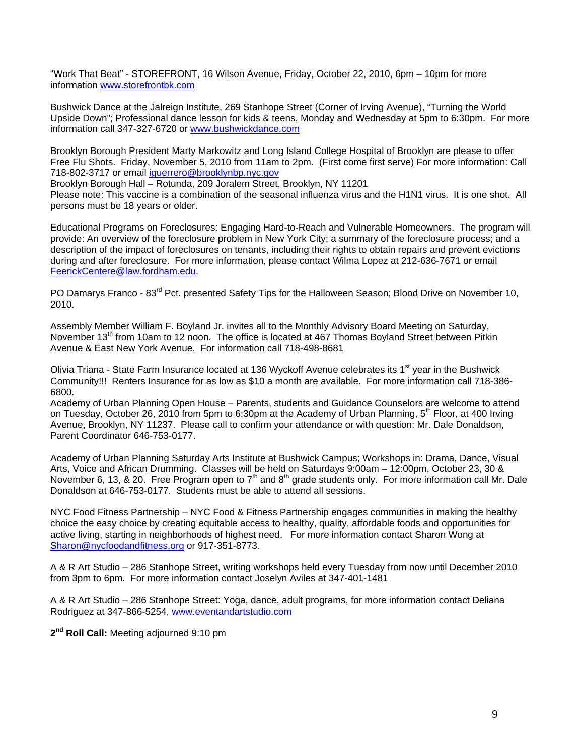"Work That Beat" - STOREFRONT, 16 Wilson Avenue, Friday, October 22, 2010, 6pm – 10pm for more information www.storefrontbk.com

Bushwick Dance at the Jalreign Institute, 269 Stanhope Street (Corner of Irving Avenue), "Turning the World Upside Down"; Professional dance lesson for kids & teens, Monday and Wednesday at 5pm to 6:30pm. For more information call 347-327-6720 or www.bushwickdance.com

Brooklyn Borough President Marty Markowitz and Long Island College Hospital of Brooklyn are please to offer Free Flu Shots. Friday, November 5, 2010 from 11am to 2pm. (First come first serve) For more information: Call 718-802-3717 or email iguerrero@brooklynbp.nyc.gov
Brooklyn Borough Hall – Rotunda, 209 Joralem Street, Brooklyn, NY 11201
Please note: This vaccine is a combination of the seasonal influenza virus and the H1N1 virus. It is one shot. All persons must be 18 years or older.

Educational Programs on Foreclosures: Engaging Hard-to-Reach and Vulnerable Homeowners. The program will provide: An overview of the foreclosure problem in New York City; a summary of the foreclosure process; and a description of the impact of foreclosures on tenants, including their rights to obtain repairs and prevent evictions during and after foreclosure. For more information, please contact Wilma Lopez at 212-636-7671 or email FeerickCentere@law.fordham.edu.

PO Damarys Franco - 83rd Pct. presented Safety Tips for the Halloween Season; Blood Drive on November 10, 2010.

Assembly Member William F. Boyland Jr. invites all to the Monthly Advisory Board Meeting on Saturday, November 13th from 10am to 12 noon. The office is located at 467 Thomas Boyland Street between Pitkin Avenue & East New York Avenue. For information call 718-498-8681

Olivia Triana - State Farm Insurance located at 136 Wyckoff Avenue celebrates its 1st year in the Bushwick Community!!! Renters Insurance for as low as $10 a month are available. For more information call 718-386-6800.
Academy of Urban Planning Open House – Parents, students and Guidance Counselors are welcome to attend on Tuesday, October 26, 2010 from 5pm to 6:30pm at the Academy of Urban Planning, 5th Floor, at 400 Irving Avenue, Brooklyn, NY 11237. Please call to confirm your attendance or with question: Mr. Dale Donaldson, Parent Coordinator 646-753-0177.

Academy of Urban Planning Saturday Arts Institute at Bushwick Campus; Workshops in: Drama, Dance, Visual Arts, Voice and African Drumming. Classes will be held on Saturdays 9:00am – 12:00pm, October 23, 30 & November 6, 13, & 20. Free Program open to 7th and 8th grade students only. For more information call Mr. Dale Donaldson at 646-753-0177. Students must be able to attend all sessions.

NYC Food Fitness Partnership – NYC Food & Fitness Partnership engages communities in making the healthy choice the easy choice by creating equitable access to healthy, quality, affordable foods and opportunities for active living, starting in neighborhoods of highest need. For more information contact Sharon Wong at Sharon@nycfoodandfitness.org or 917-351-8773.

A & R Art Studio – 286 Stanhope Street, writing workshops held every Tuesday from now until December 2010 from 3pm to 6pm. For more information contact Joselyn Aviles at 347-401-1481

A & R Art Studio – 286 Stanhope Street: Yoga, dance, adult programs, for more information contact Deliana Rodriguez at 347-866-5254, www.eventandartstudio.com

**2nd Roll Call:** Meeting adjourned 9:10 pm